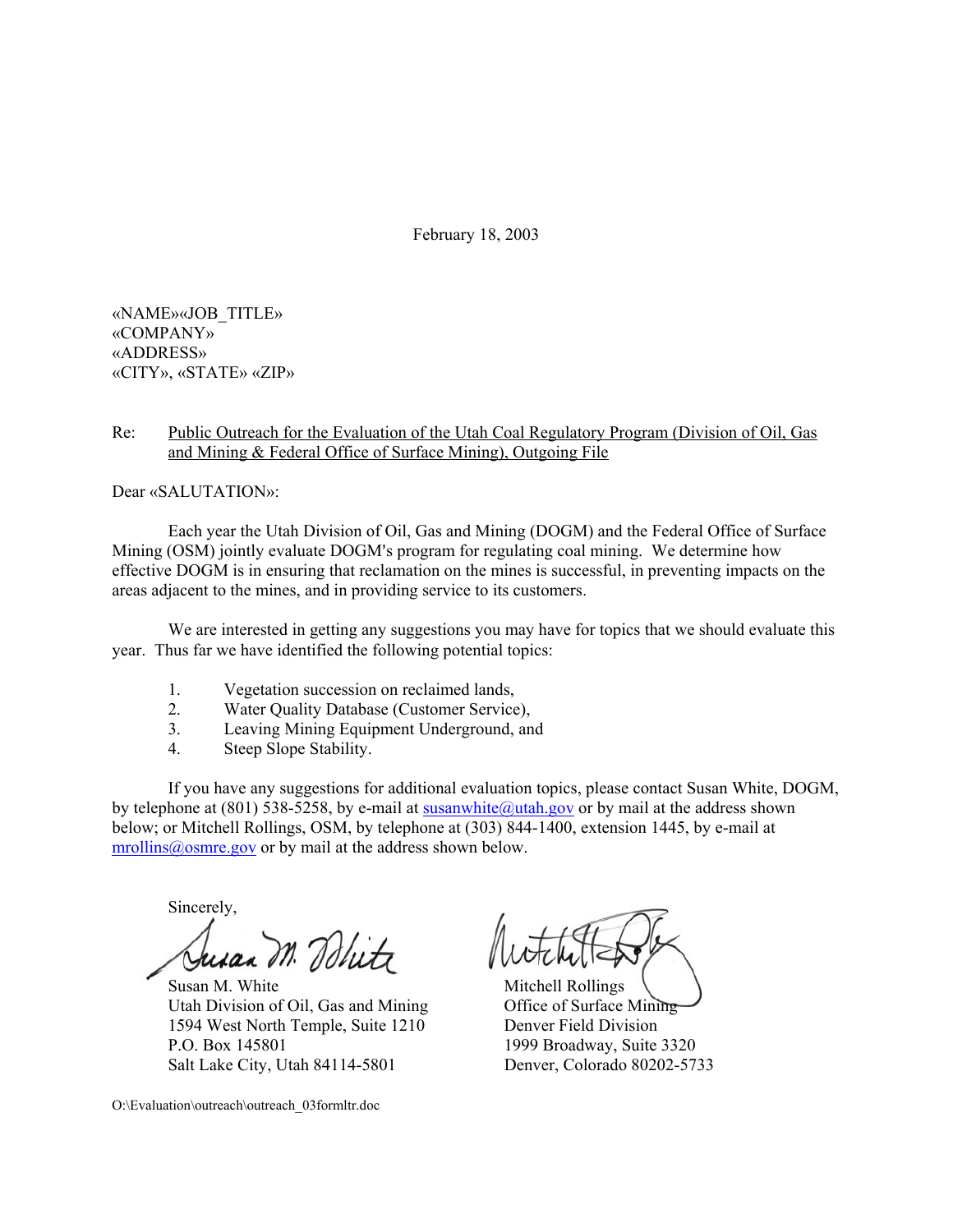February 18, 2003

«NAME»«JOB_TITLE»
«COMPANY»
«ADDRESS»
«CITY», «STATE» «ZIP»

Re: Public Outreach for the Evaluation of the Utah Coal Regulatory Program (Division of Oil, Gas and Mining & Federal Office of Surface Mining), Outgoing File

Dear «SALUTATION»:

Each year the Utah Division of Oil, Gas and Mining (DOGM) and the Federal Office of Surface Mining (OSM) jointly evaluate DOGM's program for regulating coal mining. We determine how effective DOGM is in ensuring that reclamation on the mines is successful, in preventing impacts on the areas adjacent to the mines, and in providing service to its customers.

We are interested in getting any suggestions you may have for topics that we should evaluate this year. Thus far we have identified the following potential topics:

1. Vegetation succession on reclaimed lands,
2. Water Quality Database (Customer Service),
3. Leaving Mining Equipment Underground, and
4. Steep Slope Stability.

If you have any suggestions for additional evaluation topics, please contact Susan White, DOGM, by telephone at (801) 538-5258, by e-mail at susanwhite@utah.gov or by mail at the address shown below; or Mitchell Rollings, OSM, by telephone at (303) 844-1400, extension 1445, by e-mail at mrollins@osmre.gov or by mail at the address shown below.

Sincerely,

Susan M. White
Utah Division of Oil, Gas and Mining
1594 West North Temple, Suite 1210
P.O. Box 145801
Salt Lake City, Utah 84114-5801

Mitchell Rollings
Office of Surface Mining
Denver Field Division
1999 Broadway, Suite 3320
Denver, Colorado 80202-5733

O:\Evaluation\outreach\outreach_03formltr.doc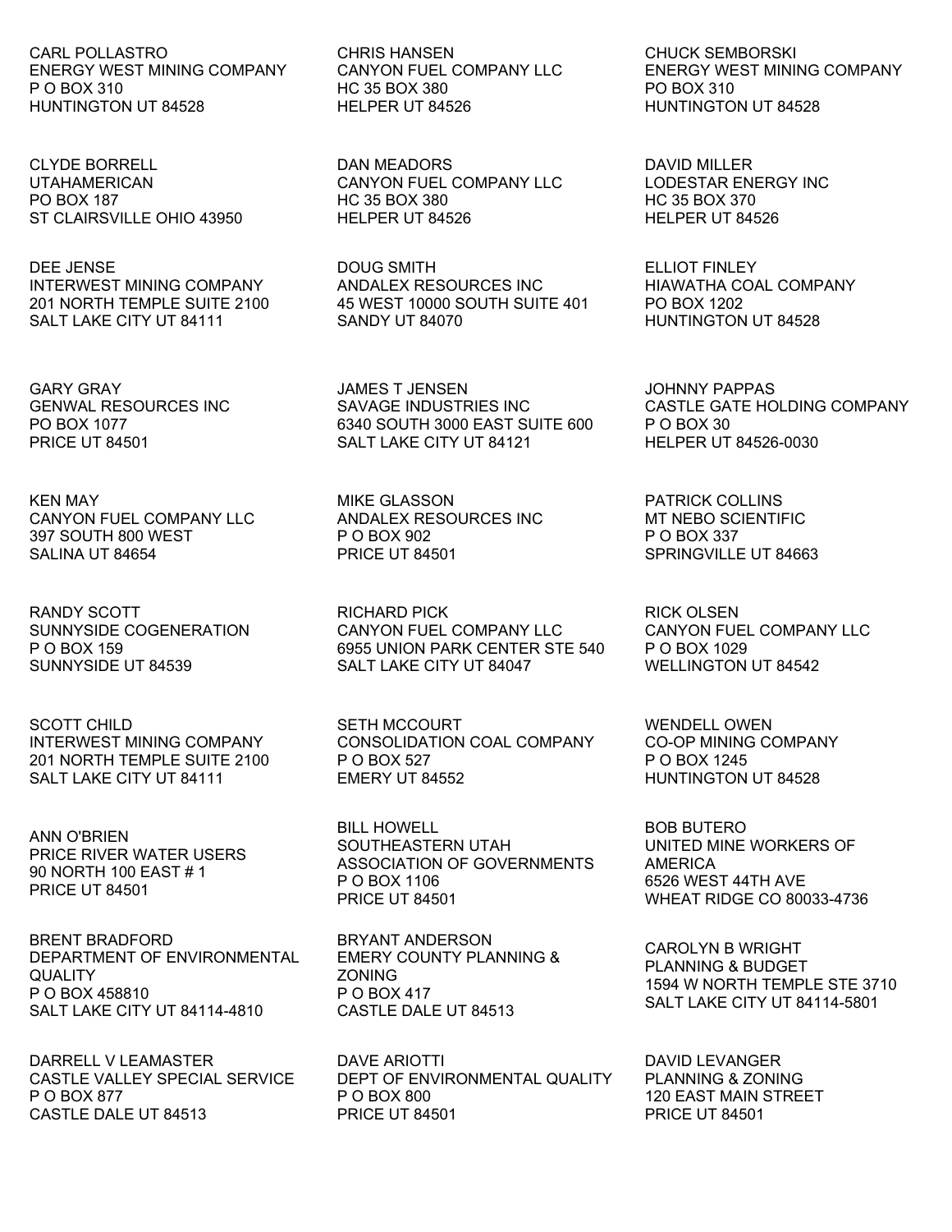CARL POLLASTRO
ENERGY WEST MINING COMPANY
P O BOX 310
HUNTINGTON UT 84528

CHRIS HANSEN
CANYON FUEL COMPANY LLC
HC 35 BOX 380
HELPER UT 84526

CHUCK SEMBORSKI
ENERGY WEST MINING COMPANY
PO BOX 310
HUNTINGTON UT 84528

CLYDE BORRELL
UTAHAMERICAN
PO BOX 187
ST CLAIRSVILLE OHIO 43950

DAN MEADORS
CANYON FUEL COMPANY LLC
HC 35 BOX 380
HELPER UT 84526

DAVID MILLER
LODESTAR ENERGY INC
HC 35 BOX 370
HELPER UT 84526

DEE JENSE
INTERWEST MINING COMPANY
201 NORTH TEMPLE SUITE 2100
SALT LAKE CITY UT 84111

DOUG SMITH
ANDALEX RESOURCES INC
45 WEST 10000 SOUTH SUITE 401
SANDY UT 84070

ELLIOT FINLEY
HIAWATHA COAL COMPANY
PO BOX 1202
HUNTINGTON UT 84528

GARY GRAY
GENWAL RESOURCES INC
PO BOX 1077
PRICE UT 84501

JAMES T JENSEN
SAVAGE INDUSTRIES INC
6340 SOUTH 3000 EAST SUITE 600
SALT LAKE CITY UT 84121

JOHNNY PAPPAS
CASTLE GATE HOLDING COMPANY
P O BOX 30
HELPER UT 84526-0030

KEN MAY
CANYON FUEL COMPANY LLC
397 SOUTH 800 WEST
SALINA UT 84654

MIKE GLASSON
ANDALEX RESOURCES INC
P O BOX 902
PRICE UT 84501

PATRICK COLLINS
MT NEBO SCIENTIFIC
P O BOX 337
SPRINGVILLE UT 84663

RANDY SCOTT
SUNNYSIDE COGENERATION
P O BOX 159
SUNNYSIDE UT 84539

RICHARD PICK
CANYON FUEL COMPANY LLC
6955 UNION PARK CENTER STE 540
SALT LAKE CITY UT 84047

RICK OLSEN
CANYON FUEL COMPANY LLC
P O BOX 1029
WELLINGTON UT 84542

SCOTT CHILD
INTERWEST MINING COMPANY
201 NORTH TEMPLE SUITE 2100
SALT LAKE CITY UT 84111

SETH MCCOURT
CONSOLIDATION COAL COMPANY
P O BOX 527
EMERY UT 84552

WENDELL OWEN
CO-OP MINING COMPANY
P O BOX 1245
HUNTINGTON UT 84528

ANN O'BRIEN
PRICE RIVER WATER USERS
90 NORTH 100 EAST # 1
PRICE UT 84501

BILL HOWELL
SOUTHEASTERN UTAH
ASSOCIATION OF GOVERNMENTS
P O BOX 1106
PRICE UT 84501

BOB BUTERO
UNITED MINE WORKERS OF
AMERICA
6526 WEST 44TH AVE
WHEAT RIDGE CO 80033-4736

BRENT BRADFORD
DEPARTMENT OF ENVIRONMENTAL
QUALITY
P O BOX 458810
SALT LAKE CITY UT 84114-4810

BRYANT ANDERSON
EMERY COUNTY PLANNING &
ZONING
P O BOX 417
CASTLE DALE UT 84513

CAROLYN B WRIGHT
PLANNING & BUDGET
1594 W NORTH TEMPLE STE 3710
SALT LAKE CITY UT 84114-5801

DARRELL V LEAMASTER
CASTLE VALLEY SPECIAL SERVICE
P O BOX 877
CASTLE DALE UT 84513

DAVE ARIOTTI
DEPT OF ENVIRONMENTAL QUALITY
P O BOX 800
PRICE UT 84501

DAVID LEVANGER
PLANNING & ZONING
120 EAST MAIN STREET
PRICE UT 84501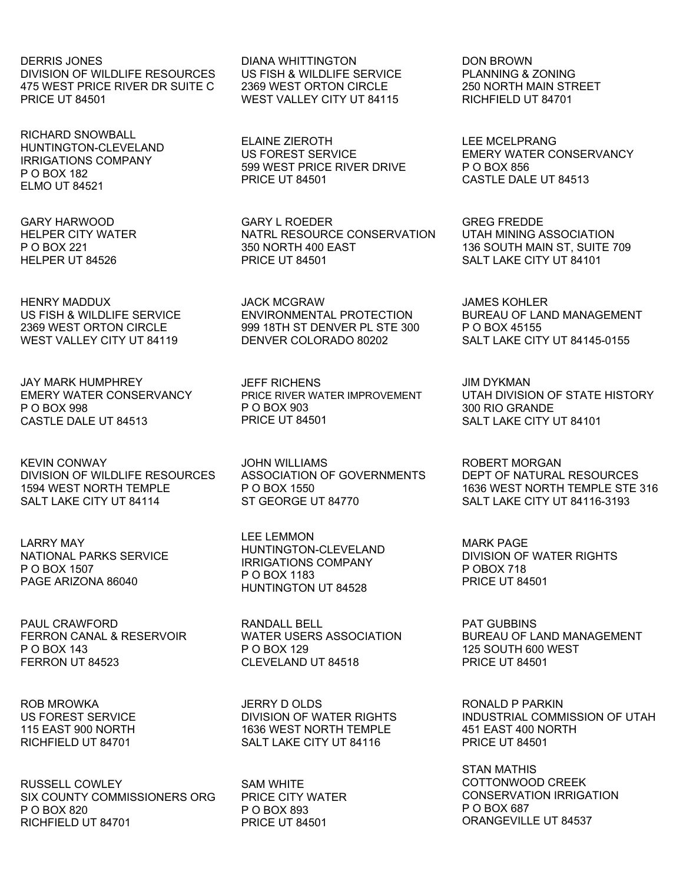DERRIS JONES
DIVISION OF WILDLIFE RESOURCES
475 WEST PRICE RIVER DR SUITE C
PRICE UT 84501

DIANA WHITTINGTON
US FISH & WILDLIFE SERVICE
2369 WEST ORTON CIRCLE
WEST VALLEY CITY UT 84115

DON BROWN
PLANNING & ZONING
250 NORTH MAIN STREET
RICHFIELD UT 84701

RICHARD SNOWBALL
HUNTINGTON-CLEVELAND
IRRIGATIONS COMPANY
P O BOX 182
ELMO UT 84521

ELAINE ZIEROTH
US FOREST SERVICE
599 WEST PRICE RIVER DRIVE
PRICE UT 84501

LEE MCELPRANG
EMERY WATER CONSERVANCY
P O BOX 856
CASTLE DALE UT 84513

GARY HARWOOD
HELPER CITY WATER
P O BOX 221
HELPER UT 84526

GARY L ROEDER
NATRL RESOURCE CONSERVATION
350 NORTH 400 EAST
PRICE UT 84501

GREG FREDDE
UTAH MINING ASSOCIATION
136 SOUTH MAIN ST, SUITE 709
SALT LAKE CITY UT 84101

HENRY MADDUX
US FISH & WILDLIFE SERVICE
2369 WEST ORTON CIRCLE
WEST VALLEY CITY UT 84119

JACK MCGRAW
ENVIRONMENTAL PROTECTION
999 18TH ST DENVER PL STE 300
DENVER COLORADO 80202

JAMES KOHLER
BUREAU OF LAND MANAGEMENT
P O BOX 45155
SALT LAKE CITY UT 84145-0155

JAY MARK HUMPHREY
EMERY WATER CONSERVANCY
P O BOX 998
CASTLE DALE UT 84513

JEFF RICHENS
PRICE RIVER WATER IMPROVEMENT
P O BOX 903
PRICE UT 84501

JIM DYKMAN
UTAH DIVISION OF STATE HISTORY
300 RIO GRANDE
SALT LAKE CITY UT 84101

KEVIN CONWAY
DIVISION OF WILDLIFE RESOURCES
1594 WEST NORTH TEMPLE
SALT LAKE CITY UT 84114

JOHN WILLIAMS
ASSOCIATION OF GOVERNMENTS
P O BOX 1550
ST GEORGE UT 84770

ROBERT MORGAN
DEPT OF NATURAL RESOURCES
1636 WEST NORTH TEMPLE STE 316
SALT LAKE CITY UT 84116-3193

LARRY MAY
NATIONAL PARKS SERVICE
P O BOX 1507
PAGE ARIZONA 86040

LEE LEMMON
HUNTINGTON-CLEVELAND
IRRIGATIONS COMPANY
P O BOX 1183
HUNTINGTON UT 84528

MARK PAGE
DIVISION OF WATER RIGHTS
P OBOX 718
PRICE UT 84501

PAUL CRAWFORD
FERRON CANAL & RESERVOIR
P O BOX 143
FERRON UT 84523

RANDALL BELL
WATER USERS ASSOCIATION
P O BOX 129
CLEVELAND UT 84518

PAT GUBBINS
BUREAU OF LAND MANAGEMENT
125 SOUTH 600 WEST
PRICE UT 84501

ROB MROWKA
US FOREST SERVICE
115 EAST 900 NORTH
RICHFIELD UT 84701

JERRY D OLDS
DIVISION OF WATER RIGHTS
1636 WEST NORTH TEMPLE
SALT LAKE CITY UT 84116

RONALD P PARKIN
INDUSTRIAL COMMISSION OF UTAH
451 EAST 400 NORTH
PRICE UT 84501

RUSSELL COWLEY
SIX COUNTY COMMISSIONERS ORG
P O BOX 820
RICHFIELD UT 84701

SAM WHITE
PRICE CITY WATER
P O BOX 893
PRICE UT 84501

STAN MATHIS
COTTONWOOD CREEK
CONSERVATION IRRIGATION
P O BOX 687
ORANGEVILLE UT 84537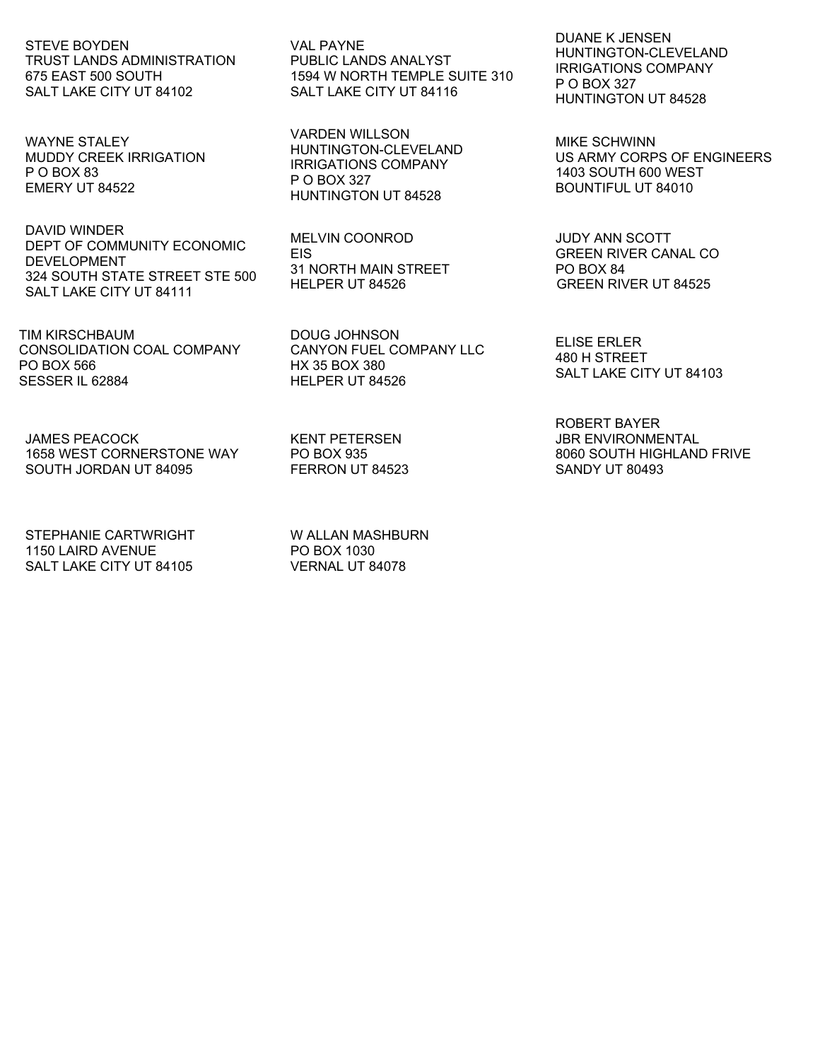STEVE BOYDEN
TRUST LANDS ADMINISTRATION
675 EAST 500 SOUTH
SALT LAKE CITY UT 84102

VAL PAYNE
PUBLIC LANDS ANALYST
1594 W NORTH TEMPLE SUITE 310
SALT LAKE CITY UT 84116

DUANE K JENSEN
HUNTINGTON-CLEVELAND
IRRIGATIONS COMPANY
P O BOX 327
HUNTINGTON UT 84528

WAYNE STALEY
MUDDY CREEK IRRIGATION
P O BOX 83
EMERY UT 84522

VARDEN WILLSON
HUNTINGTON-CLEVELAND
IRRIGATIONS COMPANY
P O BOX 327
HUNTINGTON UT 84528

MIKE SCHWINN
US ARMY CORPS OF ENGINEERS
1403 SOUTH 600 WEST
BOUNTIFUL UT 84010

DAVID WINDER
DEPT OF COMMUNITY ECONOMIC
DEVELOPMENT
324 SOUTH STATE STREET STE 500
SALT LAKE CITY UT 84111

MELVIN COONROD
EIS
31 NORTH MAIN STREET
HELPER UT 84526

JUDY ANN SCOTT
GREEN RIVER CANAL CO
PO BOX 84
GREEN RIVER UT 84525

TIM KIRSCHBAUM
CONSOLIDATION COAL COMPANY
PO BOX 566
SESSER IL 62884

DOUG JOHNSON
CANYON FUEL COMPANY LLC
HX 35 BOX 380
HELPER UT 84526

ELISE ERLER
480 H STREET
SALT LAKE CITY UT 84103

JAMES PEACOCK
1658 WEST CORNERSTONE WAY
SOUTH JORDAN UT 84095

KENT PETERSEN
PO BOX 935
FERRON UT 84523

ROBERT BAYER
JBR ENVIRONMENTAL
8060 SOUTH HIGHLAND FRIVE
SANDY UT 80493

STEPHANIE CARTWRIGHT
1150 LAIRD AVENUE
SALT LAKE CITY UT 84105

W ALLAN MASHBURN
PO BOX 1030
VERNAL UT 84078